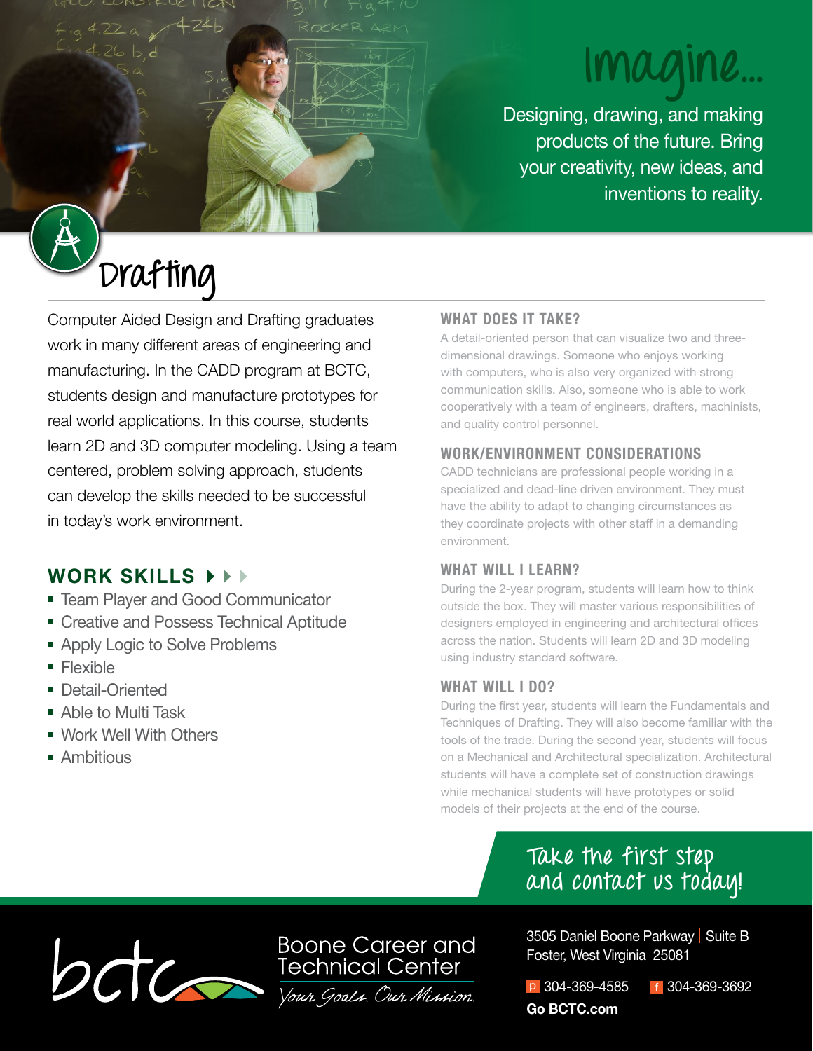# Imagine...

Designing, drawing, and making products of the future. Bring your creativity, new ideas, and inventions to reality.

# Drafting

Computer Aided Design and Drafting graduates work in many different areas of engineering and manufacturing. In the CADD program at BCTC, students design and manufacture prototypes for real world applications. In this course, students learn 2D and 3D computer modeling. Using a team centered, problem solving approach, students can develop the skills needed to be successful in today's work environment.

## WORK SKILLS

- Team Player and Good Communicator
- Creative and Possess Technical Aptitude
- Apply Logic to Solve Problems
- Flexible
- Detail-Oriented
- Able to Multi Task
- Work Well With Others
- Ambitious

### WHAT DOES IT TAKE?

A detail-oriented person that can visualize two and three-dimensional drawings. Someone who enjoys working with computers, who is also very organized with strong communication skills. Also, someone who is able to work cooperatively with a team of engineers, drafters, machinists, and quality control personnel.

### WORK/ENVIRONMENT CONSIDERATIONS

CADD technicians are professional people working in a specialized and dead-line driven environment. They must have the ability to adapt to changing circumstances as they coordinate projects with other staff in a demanding environment.

### WHAT WILL I LEARN?

During the 2-year program, students will learn how to think outside the box. They will master various responsibilities of designers employed in engineering and architectural offices across the nation. Students will learn 2D and 3D modeling using industry standard software.

### WHAT WILL I DO?

During the first year, students will learn the Fundamentals and Techniques of Drafting. They will also become familiar with the tools of the trade. During the second year, students will focus on a Mechanical and Architectural specialization. Architectural students will have a complete set of construction drawings while mechanical students will have prototypes or solid models of their projects at the end of the course.

## Take the first step and contact us today!

bctc

Boone Career and Technical Center

*Your Goals. Our Mission.*

3505 Daniel Boone Parkway | Suite B
Foster, West Virginia 25081

p 304-369-4585 f 304-369-3692

**Go BCTC.com**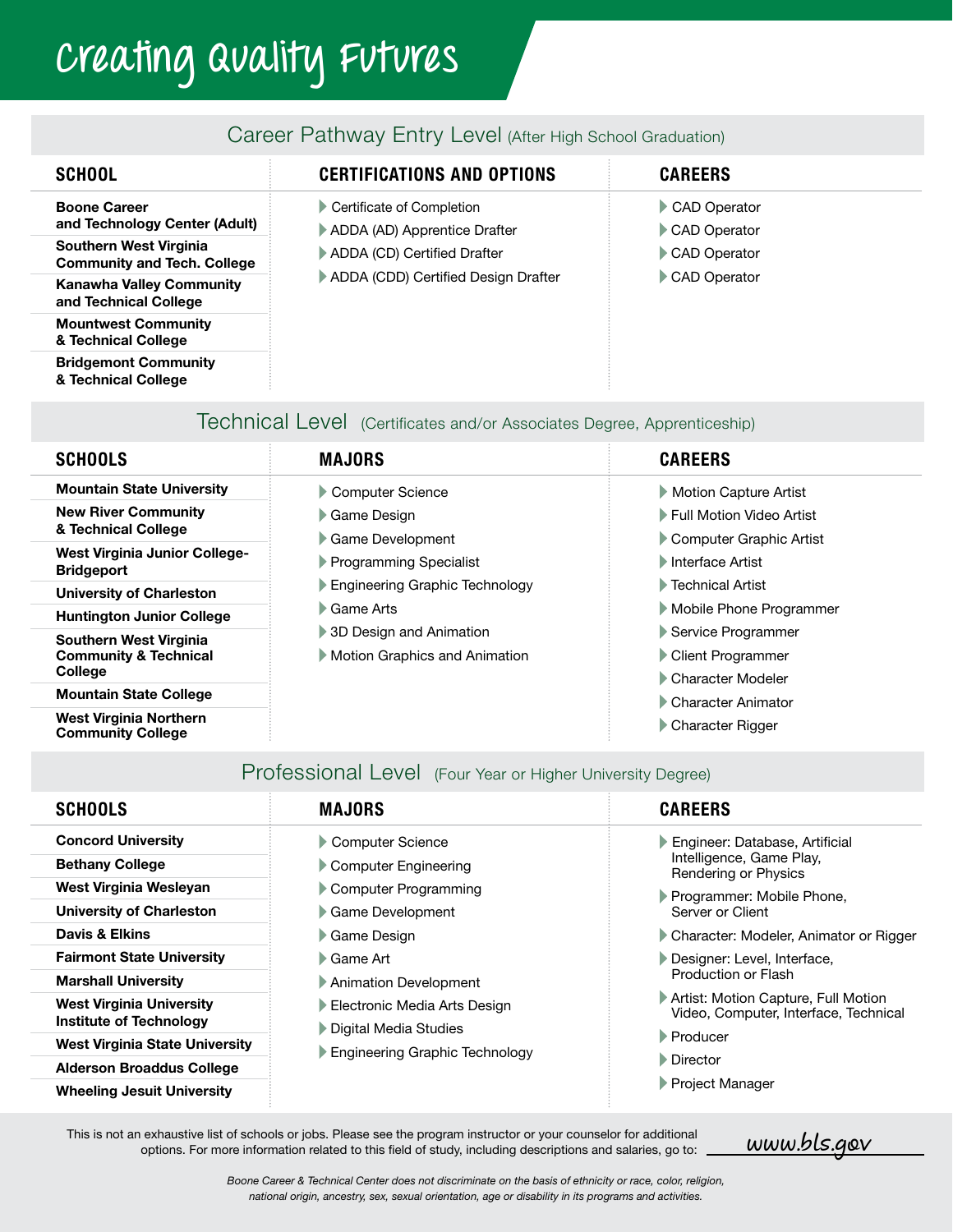# Creating Quality Futures

## Career Pathway Entry Level (After High School Graduation)

| SCHOOL | CERTIFICATIONS AND OPTIONS | CAREERS |
|---|---|---|
| **Boone Career and Technology Center (Adult)** | Certificate of Completion | CAD Operator |
| **Southern West Virginia Community and Tech. College** | ADDA (AD) Apprentice Drafter | CAD Operator |
| **Kanawha Valley Community and Technical College** | ADDA (CD) Certified Drafter | CAD Operator |
| **Mountwest Community & Technical College** | ADDA (CDD) Certified Design Drafter | CAD Operator |
| **Bridgemont Community & Technical College** | | |

## Technical Level (Certificates and/or Associates Degree, Apprenticeship)

| SCHOOLS | MAJORS | CAREERS |
|---|---|---|
| **Mountain State University** | Computer Science | Motion Capture Artist |
| **New River Community & Technical College** | Game Design | Full Motion Video Artist |
| **West Virginia Junior College-Bridgeport** | Game Development | Computer Graphic Artist |
| **University of Charleston** | Programming Specialist | Interface Artist |
| **Huntington Junior College** | Engineering Graphic Technology | Technical Artist |
| **Southern West Virginia Community & Technical College** | Game Arts | Mobile Phone Programmer |
| **Mountain State College** | 3D Design and Animation | Service Programmer |
| **West Virginia Northern Community College** | Motion Graphics and Animation | Client Programmer |
| | | Character Modeler |
| | | Character Animator |
| | | Character Rigger |

## Professional Level (Four Year or Higher University Degree)

| SCHOOLS | MAJORS | CAREERS |
|---|---|---|
| **Concord University** | Computer Science | Engineer: Database, Artificial Intelligence, Game Play, Rendering or Physics |
| **Bethany College** | Computer Engineering | Programmer: Mobile Phone, Server or Client |
| **West Virginia Wesleyan** | Computer Programming | Character: Modeler, Animator or Rigger |
| **University of Charleston** | Game Development | Designer: Level, Interface, Production or Flash |
| **Davis & Elkins** | Game Design | Artist: Motion Capture, Full Motion Video, Computer, Interface, Technical |
| **Fairmont State University** | Game Art | Producer |
| **Marshall University** | Animation Development | Director |
| **West Virginia University Institute of Technology** | Electronic Media Arts Design | Project Manager |
| **West Virginia State University** | Digital Media Studies | |
| **Alderson Broaddus College** | Engineering Graphic Technology | |
| **Wheeling Jesuit University** | | |

This is not an exhaustive list of schools or jobs. Please see the program instructor or your counselor for additional options. For more information related to this field of study, including descriptions and salaries, go to: **www.bls.gov**

*Boone Career & Technical Center does not discriminate on the basis of ethnicity or race, color, religion, national origin, ancestry, sex, sexual orientation, age or disability in its programs and activities.*